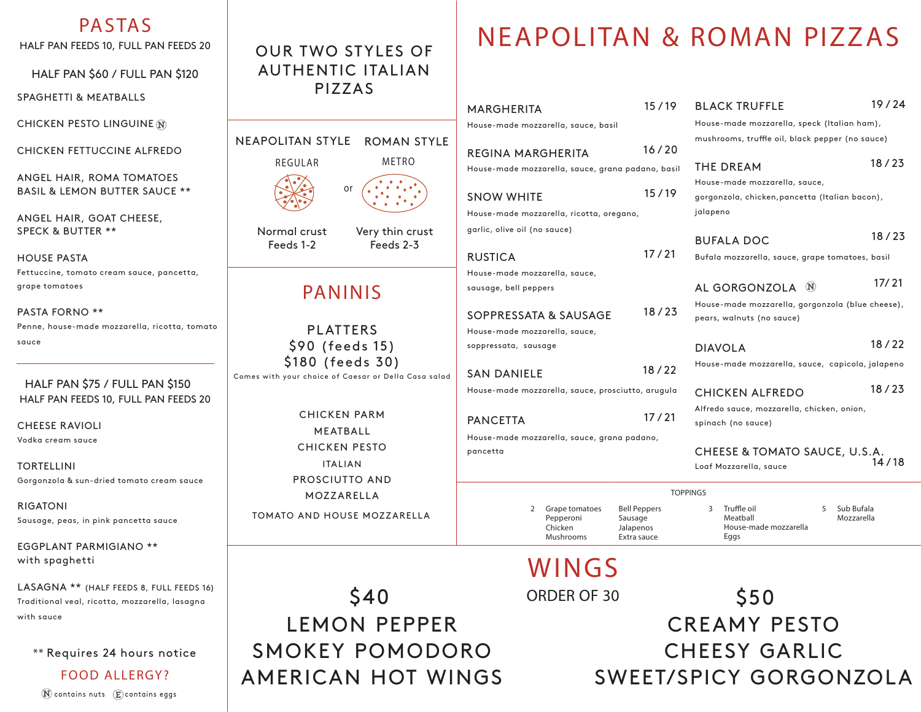# PASTAS

HALF PAN FEEDS 10, FULL PAN FEEDS 20

HALF PAN $60 / FULL PAN $120

SPAGHETTI & MEATBALLS

CHICKEN PESTO LINGUINE (N)

CHICKEN FETTUCCINE ALFREDO

ANGEL HAIR, ROMA TOMATOES BASIL & LEMON BUTTER SAUCE **

ANGEL HAIR, GOAT CHEESE, SPECK & BUTTER **

HOUSE PASTA
Fettuccine, tomato cream sauce, pancetta, grape tomatoes

PASTA FORNO **
Penne, house-made mozzarella, ricotta, tomato sauce

---

HALF PAN $75 / FULL PAN $150
HALF PAN FEEDS 10, FULL PAN FEEDS 20

CHEESE RAVIOLI
Vodka cream sauce

TORTELLINI
Gorgonzola & sun-dried tomato cream sauce

RIGATONI
Sausage, peas, in pink pancetta sauce

EGGPLANT PARMIGIANO **
with spaghetti

LASAGNA ** (HALF FEEDS 8, FULL FEEDS 16)
Traditional veal, ricotta, mozzarella, lasagna with sauce

** Requires 24 hours notice

FOOD ALLERGY?

(N) contains nuts (E) contains eggs

## OUR TWO STYLES OF AUTHENTIC ITALIAN PIZZAS

| NEAPOLITAN STYLE | | ROMAN STYLE |
|---|---|---|
| REGULAR | or | METRO |
| Normal crust Feeds 1-2 | | Very thin crust Feeds 2-3 |

# PANINIS

PLATTERS
$90 (feeds 15)
$180 (feeds 30)
Comes with your choice of Caesar or Della Casa salad

CHICKEN PARM
MEATBALL
CHICKEN PESTO
ITALIAN
PROSCIUTTO AND MOZZARELLA
TOMATO AND HOUSE MOZZARELLA

# NEAPOLITAN & ROMAN PIZZAS

**MARGHERITA** 15 / 19
House-made mozzarella, sauce, basil

**REGINA MARGHERITA** 16 / 20
House-made mozzarella, sauce, grana padano, basil

**SNOW WHITE** 15 / 19
House-made mozzarella, ricotta, oregano, garlic, olive oil (no sauce)

**RUSTICA** 17 / 21
House-made mozzarella, sauce, sausage, bell peppers

**SOPPRESSATA & SAUSAGE** 18 / 23
House-made mozzarella, sauce, soppressata, sausage

**SAN DANIELE** 18 / 22
House-made mozzarella, sauce, prosciutto, arugula

**PANCETTA** 17 / 21
House-made mozzarella, sauce, grana padano, pancetta

**BLACK TRUFFLE** 19 / 24
House-made mozzarella, speck (Italian ham), mushrooms, truffle oil, black pepper (no sauce)

**THE DREAM** 18 / 23
House-made mozzarella, sauce, gorgonzola, chicken, pancetta (Italian bacon), jalapeno

**BUFALA DOC** 18 / 23
Bufala mozzarella, sauce, grape tomatoes, basil

**AL GORGONZOLA** (N) 17/ 21
House-made mozzarella, gorgonzola (blue cheese), pears, walnuts (no sauce)

**DIAVOLA** 18 / 22
House-made mozzarella, sauce, capicola, jalapeno

**CHICKEN ALFREDO** 18 / 23
Alfredo sauce, mozzarella, chicken, onion, spinach (no sauce)

**CHEESE & TOMATO SAUCE, U.S.A.** 14 / 18
Loaf Mozzarella, sauce

### TOPPINGS

**2** — Grape tomatoes, Pepperoni, Chicken, Mushrooms, Bell Peppers, Sausage, Jalapenos, Extra sauce

**3** — Truffle oil, Meatball, House-made mozzarella, Eggs

**5** — Sub Bufala Mozzarella

# WINGS

ORDER OF 30

**$40**
LEMON PEPPER
SMOKEY POMODORO
AMERICAN HOT WINGS

**$50**
CREAMY PESTO
CHEESY GARLIC
SWEET/SPICY GORGONZOLA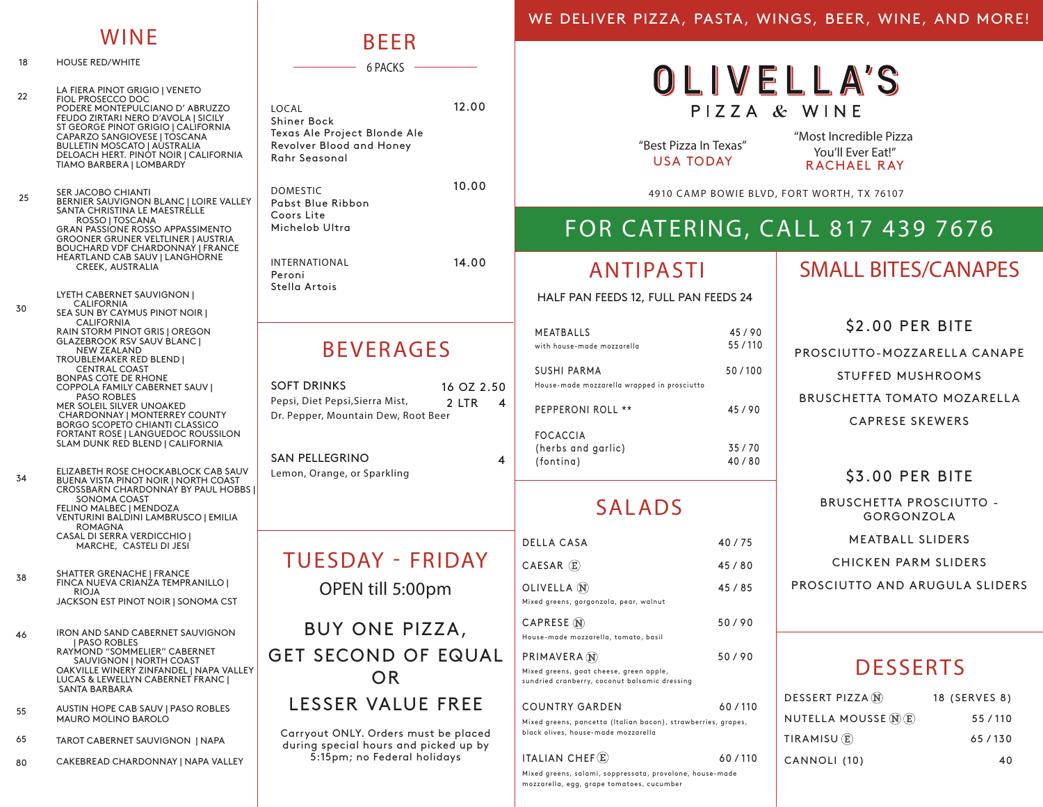# WINE

| Price | Wine |
|---|---|
| 18 | HOUSE RED/WHITE |
| 22 | LA FIERA PINOT GRIGIO \| VENETO<br>FIOL PROSECCO DOC<br>PODERE MONTEPULCIANO D' ABRUZZO<br>FEUDO ZIRTARI NERO D'AVOLA \| SICILY<br>ST GEORGE PINOT GRIGIO \| CALIFORNIA<br>CAPARZO SANGIOVESE \| TOSCANA<br>BULLETIN MOSCATO \| AUSTRALIA<br>DELOACH HERT. PINOT NOIR \| CALIFORNIA<br>TIAMO BARBERA \| LOMBARDY |
| 25 | SER JACOBO CHIANTI<br>BERNIER SAUVIGNON BLANC \| LOIRE VALLEY<br>SANTA CHRISTINA LE MAESTRELLE ROSSO \| TOSCANA<br>GRAN PASSIONE ROSSO APPASSIMENTO<br>GROONER GRUNER VELTLINER \| AUSTRIA<br>BOUCHARD VDF CHARDONNAY \| FRANCE<br>HEARTLAND CAB SAUV \| LANGHORNE CREEK, AUSTRALIA |
| 30 | LYETH CABERNET SAUVIGNON \| CALIFORNIA<br>SEA SUN BY CAYMUS PINOT NOIR \| CALIFORNIA<br>RAIN STORM PINOT GRIS \| OREGON<br>GLAZEBROOK RSV SAUV BLANC \| NEW ZEALAND<br>TROUBLEMAKER RED BLEND \| CENTRAL COAST<br>BONPAS COTE DE RHONE<br>COPPOLA FAMILY CABERNET SAUV \| PASO ROBLES<br>MER SOLEIL SILVER UNOAKED CHARDONNAY \| MONTERREY COUNTY<br>BORGO SCOPETO CHIANTI CLASSICO<br>FORTANT ROSE \| LANGUEDOC ROUSSILLON<br>SLAM DUNK RED BLEND \| CALIFORNIA |
| 34 | ELIZABETH ROSE CHOCKABLOCK CAB SAUV<br>BUENA VISTA PINOT NOIR \| NORTH COAST<br>CROSSBARN CHARDONNAY BY PAUL HOBBS \| SONOMA COAST<br>FELINO MALBEC \| MENDOZA<br>VENTURINI BALDINI LAMBRUSCO \| EMILIA ROMAGNA<br>CASAL DI SERRA VERDICCHIO \| MARCHE, CASTELI DI JESI |
| 38 | SHATTER GRENACHE \| FRANCE<br>FINCA NUEVA CRIANZA TEMPRANILLO \| RIOJA<br>JACKSON EST PINOT NOIR \| SONOMA CST |
| 46 | IRON AND SAND CABERNET SAUVIGNON \| PASO ROBLES<br>RAYMOND "SOMMELIER" CABERNET SAUVIGNON \| NORTH COAST<br>OAKVILLE WINERY ZINFANDEL \| NAPA VALLEY<br>LUCAS & LEWELLYN CABERNET FRANC \| SANTA BARBARA |
| 55 | AUSTIN HOPE CAB SAUV \| PASO ROBLES<br>MAURO MOLINO BAROLO |
| 65 | TAROT CABERNET SAUVIGNON \| NAPA |
| 80 | CAKEBREAD CHARDONNAY \| NAPA VALLEY |

# BEER

6 PACKS

| Beer | Price |
|---|---|
| LOCAL<br>Shiner Bock<br>Texas Ale Project Blonde Ale<br>Revolver Blood and Honey<br>Rahr Seasonal | 12.00 |
| DOMESTIC<br>Pabst Blue Ribbon<br>Coors Lite<br>Michelob Ultra | 10.00 |
| INTERNATIONAL<br>Peroni<br>Stella Artois | 14.00 |

# BEVERAGES

| Beverage | Size | Price |
|---|---|---|
| SOFT DRINKS<br>Pepsi, Diet Pepsi, Sierra Mist, Dr. Pepper, Mountain Dew, Root Beer | 16 OZ<br>2 LTR | 2.50<br>4 |
| SAN PELLEGRINO<br>Lemon, Orange, or Sparkling | | 4 |

# TUESDAY - FRIDAY

OPEN till 5:00pm

## BUY ONE PIZZA, GET SECOND OF EQUAL OR LESSER VALUE FREE

Carryout ONLY. Orders must be placed during special hours and picked up by 5:15pm; no Federal holidays

WE DELIVER PIZZA, PASTA, WINGS, BEER, WINE, AND MORE!

# OLIVELLA'S

PIZZA & WINE

"Best Pizza In Texas"
USA TODAY

"Most Incredible Pizza You'll Ever Eat!"
RACHAEL RAY

4910 CAMP BOWIE BLVD, FORT WORTH, TX 76107

## FOR CATERING, CALL 817 439 7676

# ANTIPASTI

HALF PAN FEEDS 12, FULL PAN FEEDS 24

| Item | Half / Full |
|---|---|
| MEATBALLS<br>with house-made mozzarella | 45 / 90<br>55 / 110 |
| SUSHI PARMA<br>House-made mozzarella wrapped in prosciutto | 50 / 100 |
| PEPPERONI ROLL ** | 45 / 90 |
| FOCACCIA<br>(herbs and garlic)<br>(fontina) | 35 / 70<br>40 / 80 |

# SALADS

| Item | Half / Full |
|---|---|
| DELLA CASA | 40 / 75 |
| CAESAR (E) | 45 / 80 |
| OLIVELLA (N)<br>Mixed greens, gorgonzola, pear, walnut | 45 / 85 |
| CAPRESE (N)<br>House-made mozzarella, tomato, basil | 50 / 90 |
| PRIMAVERA (N)<br>Mixed greens, goat cheese, green apple, sundried cranberry, coconut balsamic dressing | 50 / 90 |
| COUNTRY GARDEN<br>Mixed greens, pancetta (Italian bacon), strawberries, grapes, black olives, house-made mozzarella | 60 / 110 |
| ITALIAN CHEF (E)<br>Mixed greens, salami, soppressata, provolone, house-made mozzarella, egg, grape tomatoes, cucumber | 60 / 110 |

# SMALL BITES/CANAPES

## $2.00 PER BITE

PROSCIUTTO-MOZZARELLA CANAPE

STUFFED MUSHROOMS

BRUSCHETTA TOMATO MOZARELLA

CAPRESE SKEWERS

## $3.00 PER BITE

BRUSCHETTA PROSCIUTTO - GORGONZOLA

MEATBALL SLIDERS

CHICKEN PARM SLIDERS

PROSCIUTTO AND ARUGULA SLIDERS

# DESSERTS

| Item | Price |
|---|---|
| DESSERT PIZZA (N) | 18 (SERVES 8) |
| NUTELLA MOUSSE (N)(E) | 55 / 110 |
| TIRAMISU (E) | 65 / 130 |
| CANNOLI (10) | 40 |